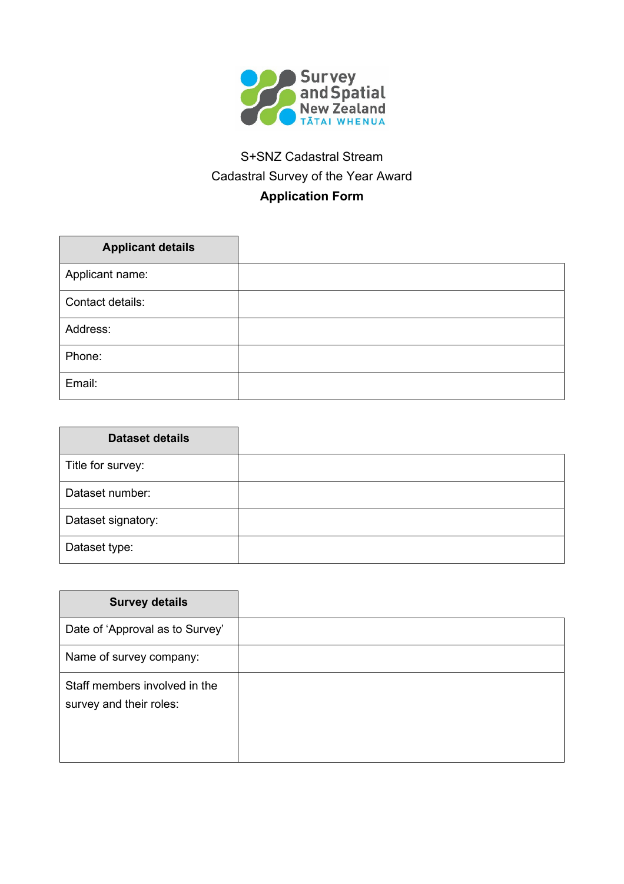Survey and Spatial New Zealand
TĀTAI WHENUA

S+SNZ Cadastral Stream

Cadastral Survey of the Year Award

**Application Form**

| **Applicant details** | |
|---|---|
| Applicant name: | |
| Contact details: | |
| Address: | |
| Phone: | |
| Email: | |

| **Dataset details** | |
|---|---|
| Title for survey: | |
| Dataset number: | |
| Dataset signatory: | |
| Dataset type: | |

| **Survey details** | |
|---|---|
| Date of 'Approval as to Survey' | |
| Name of survey company: | |
| Staff members involved in the survey and their roles: | |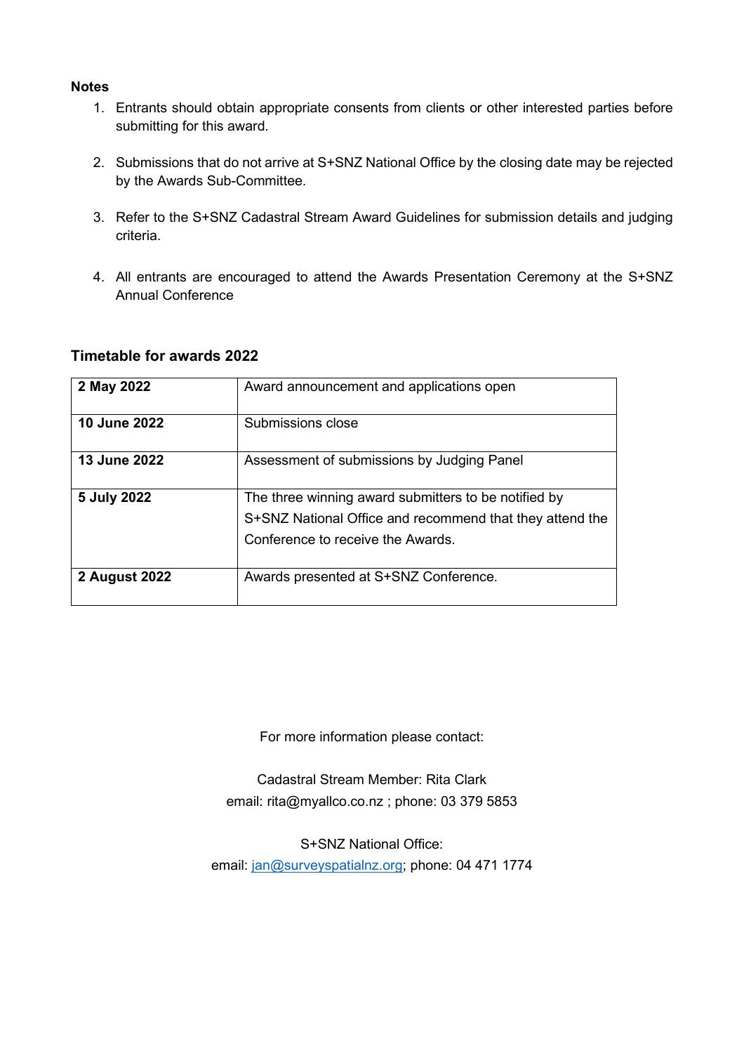**Notes**

1. Entrants should obtain appropriate consents from clients or other interested parties before submitting for this award.

2. Submissions that do not arrive at S+SNZ National Office by the closing date may be rejected by the Awards Sub-Committee.

3. Refer to the S+SNZ Cadastral Stream Award Guidelines for submission details and judging criteria.

4. All entrants are encouraged to attend the Awards Presentation Ceremony at the S+SNZ Annual Conference

## Timetable for awards 2022

| | |
|---|---|
| **2 May 2022** | Award announcement and applications open |
| **10 June 2022** | Submissions close |
| **13 June 2022** | Assessment of submissions by Judging Panel |
| **5 July 2022** | The three winning award submitters to be notified by S+SNZ National Office and recommend that they attend the Conference to receive the Awards. |
| **2 August 2022** | Awards presented at S+SNZ Conference. |

For more information please contact:

Cadastral Stream Member: Rita Clark
email: rita@myallco.co.nz ; phone: 03 379 5853

S+SNZ National Office:
email: jan@surveyspatialnz.org; phone: 04 471 1774